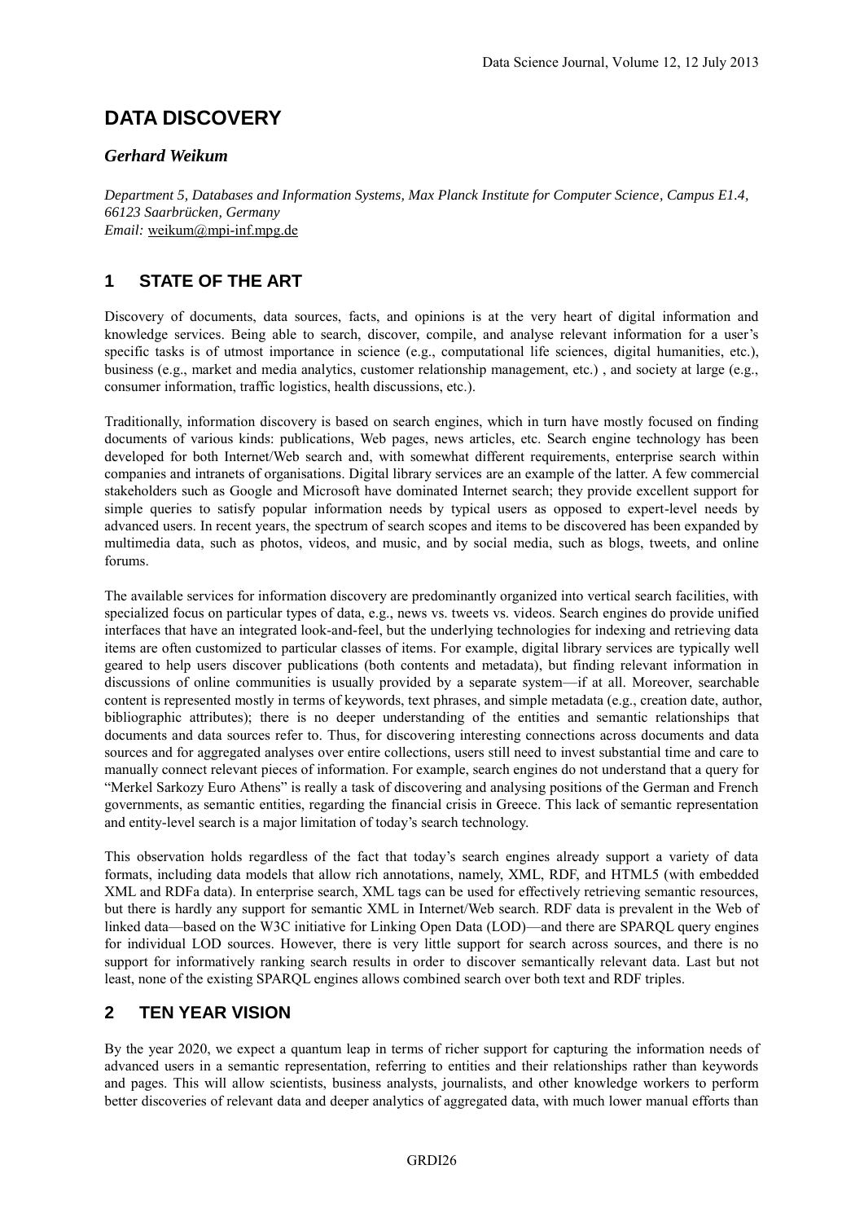# DATA DISCOVERY

***Gerhard Weikum***

*Department 5, Databases and Information Systems, Max Planck Institute for Computer Science, Campus E1.4, 66123 Saarbrücken, Germany*
*Email:* weikum@mpi-inf.mpg.de

## 1 STATE OF THE ART

Discovery of documents, data sources, facts, and opinions is at the very heart of digital information and knowledge services. Being able to search, discover, compile, and analyse relevant information for a user's specific tasks is of utmost importance in science (e.g., computational life sciences, digital humanities, etc.), business (e.g., market and media analytics, customer relationship management, etc.) , and society at large (e.g., consumer information, traffic logistics, health discussions, etc.).

Traditionally, information discovery is based on search engines, which in turn have mostly focused on finding documents of various kinds: publications, Web pages, news articles, etc. Search engine technology has been developed for both Internet/Web search and, with somewhat different requirements, enterprise search within companies and intranets of organisations. Digital library services are an example of the latter. A few commercial stakeholders such as Google and Microsoft have dominated Internet search; they provide excellent support for simple queries to satisfy popular information needs by typical users as opposed to expert-level needs by advanced users. In recent years, the spectrum of search scopes and items to be discovered has been expanded by multimedia data, such as photos, videos, and music, and by social media, such as blogs, tweets, and online forums.

The available services for information discovery are predominantly organized into vertical search facilities, with specialized focus on particular types of data, e.g., news vs. tweets vs. videos. Search engines do provide unified interfaces that have an integrated look-and-feel, but the underlying technologies for indexing and retrieving data items are often customized to particular classes of items. For example, digital library services are typically well geared to help users discover publications (both contents and metadata), but finding relevant information in discussions of online communities is usually provided by a separate system—if at all. Moreover, searchable content is represented mostly in terms of keywords, text phrases, and simple metadata (e.g., creation date, author, bibliographic attributes); there is no deeper understanding of the entities and semantic relationships that documents and data sources refer to. Thus, for discovering interesting connections across documents and data sources and for aggregated analyses over entire collections, users still need to invest substantial time and care to manually connect relevant pieces of information. For example, search engines do not understand that a query for "Merkel Sarkozy Euro Athens" is really a task of discovering and analysing positions of the German and French governments, as semantic entities, regarding the financial crisis in Greece. This lack of semantic representation and entity-level search is a major limitation of today's search technology.

This observation holds regardless of the fact that today's search engines already support a variety of data formats, including data models that allow rich annotations, namely, XML, RDF, and HTML5 (with embedded XML and RDFa data). In enterprise search, XML tags can be used for effectively retrieving semantic resources, but there is hardly any support for semantic XML in Internet/Web search. RDF data is prevalent in the Web of linked data—based on the W3C initiative for Linking Open Data (LOD)—and there are SPARQL query engines for individual LOD sources. However, there is very little support for search across sources, and there is no support for informatively ranking search results in order to discover semantically relevant data. Last but not least, none of the existing SPARQL engines allows combined search over both text and RDF triples.

## 2 TEN YEAR VISION

By the year 2020, we expect a quantum leap in terms of richer support for capturing the information needs of advanced users in a semantic representation, referring to entities and their relationships rather than keywords and pages. This will allow scientists, business analysts, journalists, and other knowledge workers to perform better discoveries of relevant data and deeper analytics of aggregated data, with much lower manual efforts than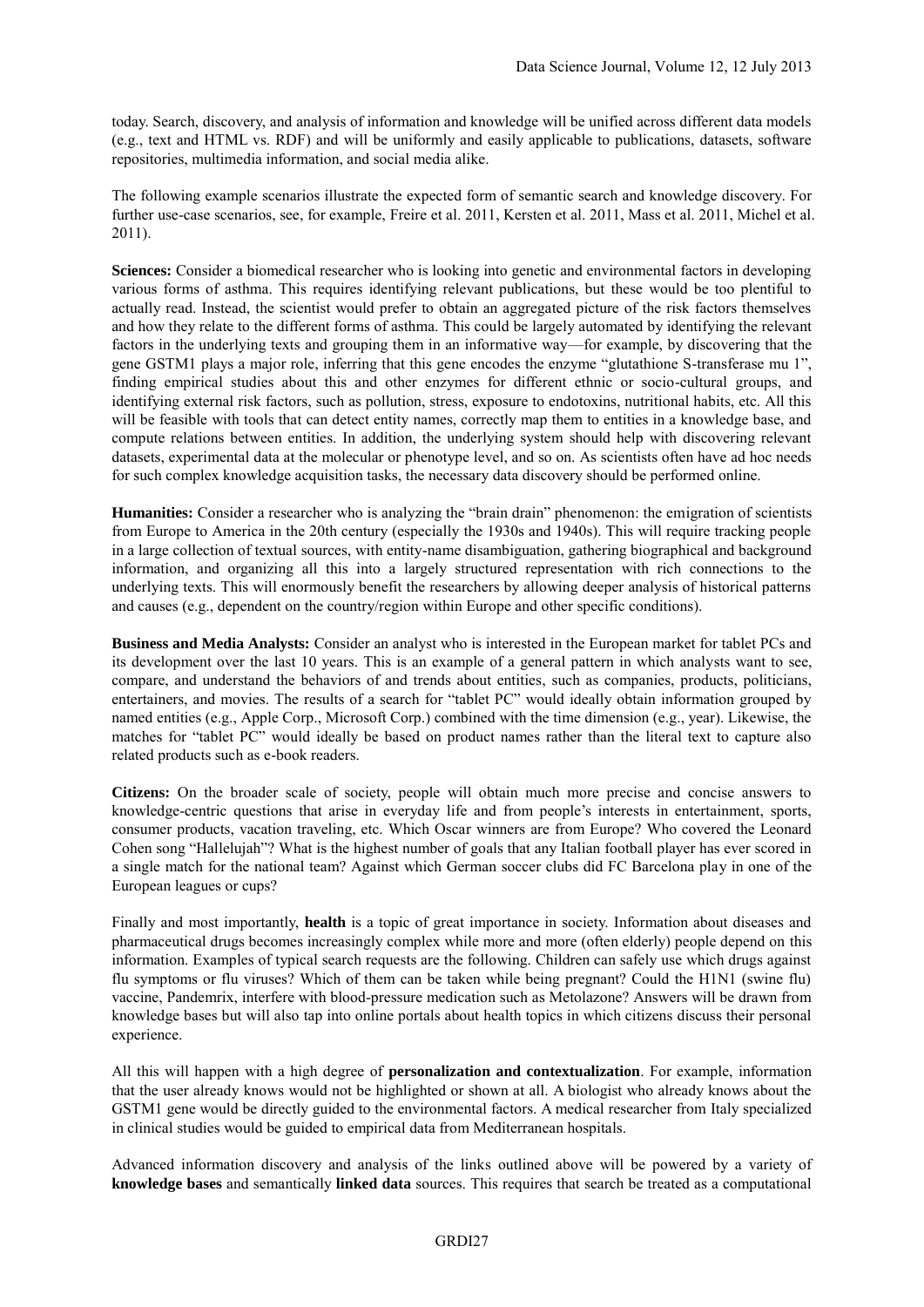today. Search, discovery, and analysis of information and knowledge will be unified across different data models (e.g., text and HTML vs. RDF) and will be uniformly and easily applicable to publications, datasets, software repositories, multimedia information, and social media alike.

The following example scenarios illustrate the expected form of semantic search and knowledge discovery. For further use-case scenarios, see, for example, Freire et al. 2011, Kersten et al. 2011, Mass et al. 2011, Michel et al. 2011).

**Sciences:** Consider a biomedical researcher who is looking into genetic and environmental factors in developing various forms of asthma. This requires identifying relevant publications, but these would be too plentiful to actually read. Instead, the scientist would prefer to obtain an aggregated picture of the risk factors themselves and how they relate to the different forms of asthma. This could be largely automated by identifying the relevant factors in the underlying texts and grouping them in an informative way—for example, by discovering that the gene GSTM1 plays a major role, inferring that this gene encodes the enzyme "glutathione S-transferase mu 1", finding empirical studies about this and other enzymes for different ethnic or socio-cultural groups, and identifying external risk factors, such as pollution, stress, exposure to endotoxins, nutritional habits, etc. All this will be feasible with tools that can detect entity names, correctly map them to entities in a knowledge base, and compute relations between entities. In addition, the underlying system should help with discovering relevant datasets, experimental data at the molecular or phenotype level, and so on. As scientists often have ad hoc needs for such complex knowledge acquisition tasks, the necessary data discovery should be performed online.

**Humanities:** Consider a researcher who is analyzing the "brain drain" phenomenon: the emigration of scientists from Europe to America in the 20th century (especially the 1930s and 1940s). This will require tracking people in a large collection of textual sources, with entity-name disambiguation, gathering biographical and background information, and organizing all this into a largely structured representation with rich connections to the underlying texts. This will enormously benefit the researchers by allowing deeper analysis of historical patterns and causes (e.g., dependent on the country/region within Europe and other specific conditions).

**Business and Media Analysts:** Consider an analyst who is interested in the European market for tablet PCs and its development over the last 10 years. This is an example of a general pattern in which analysts want to see, compare, and understand the behaviors of and trends about entities, such as companies, products, politicians, entertainers, and movies. The results of a search for "tablet PC" would ideally obtain information grouped by named entities (e.g., Apple Corp., Microsoft Corp.) combined with the time dimension (e.g., year). Likewise, the matches for "tablet PC" would ideally be based on product names rather than the literal text to capture also related products such as e-book readers.

**Citizens:** On the broader scale of society, people will obtain much more precise and concise answers to knowledge-centric questions that arise in everyday life and from people's interests in entertainment, sports, consumer products, vacation traveling, etc. Which Oscar winners are from Europe? Who covered the Leonard Cohen song "Hallelujah"? What is the highest number of goals that any Italian football player has ever scored in a single match for the national team? Against which German soccer clubs did FC Barcelona play in one of the European leagues or cups?

Finally and most importantly, **health** is a topic of great importance in society. Information about diseases and pharmaceutical drugs becomes increasingly complex while more and more (often elderly) people depend on this information. Examples of typical search requests are the following. Children can safely use which drugs against flu symptoms or flu viruses? Which of them can be taken while being pregnant? Could the H1N1 (swine flu) vaccine, Pandemrix, interfere with blood-pressure medication such as Metolazone? Answers will be drawn from knowledge bases but will also tap into online portals about health topics in which citizens discuss their personal experience.

All this will happen with a high degree of **personalization and contextualization**. For example, information that the user already knows would not be highlighted or shown at all. A biologist who already knows about the GSTM1 gene would be directly guided to the environmental factors. A medical researcher from Italy specialized in clinical studies would be guided to empirical data from Mediterranean hospitals.

Advanced information discovery and analysis of the links outlined above will be powered by a variety of **knowledge bases** and semantically **linked data** sources. This requires that search be treated as a computational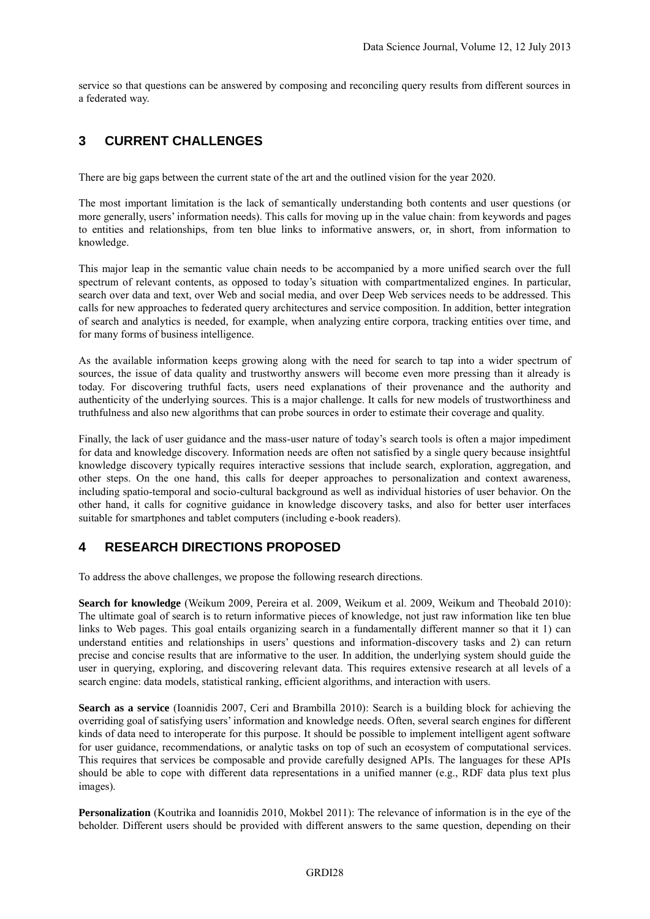service so that questions can be answered by composing and reconciling query results from different sources in a federated way.

## 3 CURRENT CHALLENGES

There are big gaps between the current state of the art and the outlined vision for the year 2020.

The most important limitation is the lack of semantically understanding both contents and user questions (or more generally, users' information needs). This calls for moving up in the value chain: from keywords and pages to entities and relationships, from ten blue links to informative answers, or, in short, from information to knowledge.

This major leap in the semantic value chain needs to be accompanied by a more unified search over the full spectrum of relevant contents, as opposed to today's situation with compartmentalized engines. In particular, search over data and text, over Web and social media, and over Deep Web services needs to be addressed. This calls for new approaches to federated query architectures and service composition. In addition, better integration of search and analytics is needed, for example, when analyzing entire corpora, tracking entities over time, and for many forms of business intelligence.

As the available information keeps growing along with the need for search to tap into a wider spectrum of sources, the issue of data quality and trustworthy answers will become even more pressing than it already is today. For discovering truthful facts, users need explanations of their provenance and the authority and authenticity of the underlying sources. This is a major challenge. It calls for new models of trustworthiness and truthfulness and also new algorithms that can probe sources in order to estimate their coverage and quality.

Finally, the lack of user guidance and the mass-user nature of today's search tools is often a major impediment for data and knowledge discovery. Information needs are often not satisfied by a single query because insightful knowledge discovery typically requires interactive sessions that include search, exploration, aggregation, and other steps. On the one hand, this calls for deeper approaches to personalization and context awareness, including spatio-temporal and socio-cultural background as well as individual histories of user behavior. On the other hand, it calls for cognitive guidance in knowledge discovery tasks, and also for better user interfaces suitable for smartphones and tablet computers (including e-book readers).

## 4 RESEARCH DIRECTIONS PROPOSED

To address the above challenges, we propose the following research directions.

**Search for knowledge** (Weikum 2009, Pereira et al. 2009, Weikum et al. 2009, Weikum and Theobald 2010): The ultimate goal of search is to return informative pieces of knowledge, not just raw information like ten blue links to Web pages. This goal entails organizing search in a fundamentally different manner so that it 1) can understand entities and relationships in users' questions and information-discovery tasks and 2) can return precise and concise results that are informative to the user. In addition, the underlying system should guide the user in querying, exploring, and discovering relevant data. This requires extensive research at all levels of a search engine: data models, statistical ranking, efficient algorithms, and interaction with users.

**Search as a service** (Ioannidis 2007, Ceri and Brambilla 2010): Search is a building block for achieving the overriding goal of satisfying users' information and knowledge needs. Often, several search engines for different kinds of data need to interoperate for this purpose. It should be possible to implement intelligent agent software for user guidance, recommendations, or analytic tasks on top of such an ecosystem of computational services. This requires that services be composable and provide carefully designed APIs. The languages for these APIs should be able to cope with different data representations in a unified manner (e.g., RDF data plus text plus images).

**Personalization** (Koutrika and Ioannidis 2010, Mokbel 2011): The relevance of information is in the eye of the beholder. Different users should be provided with different answers to the same question, depending on their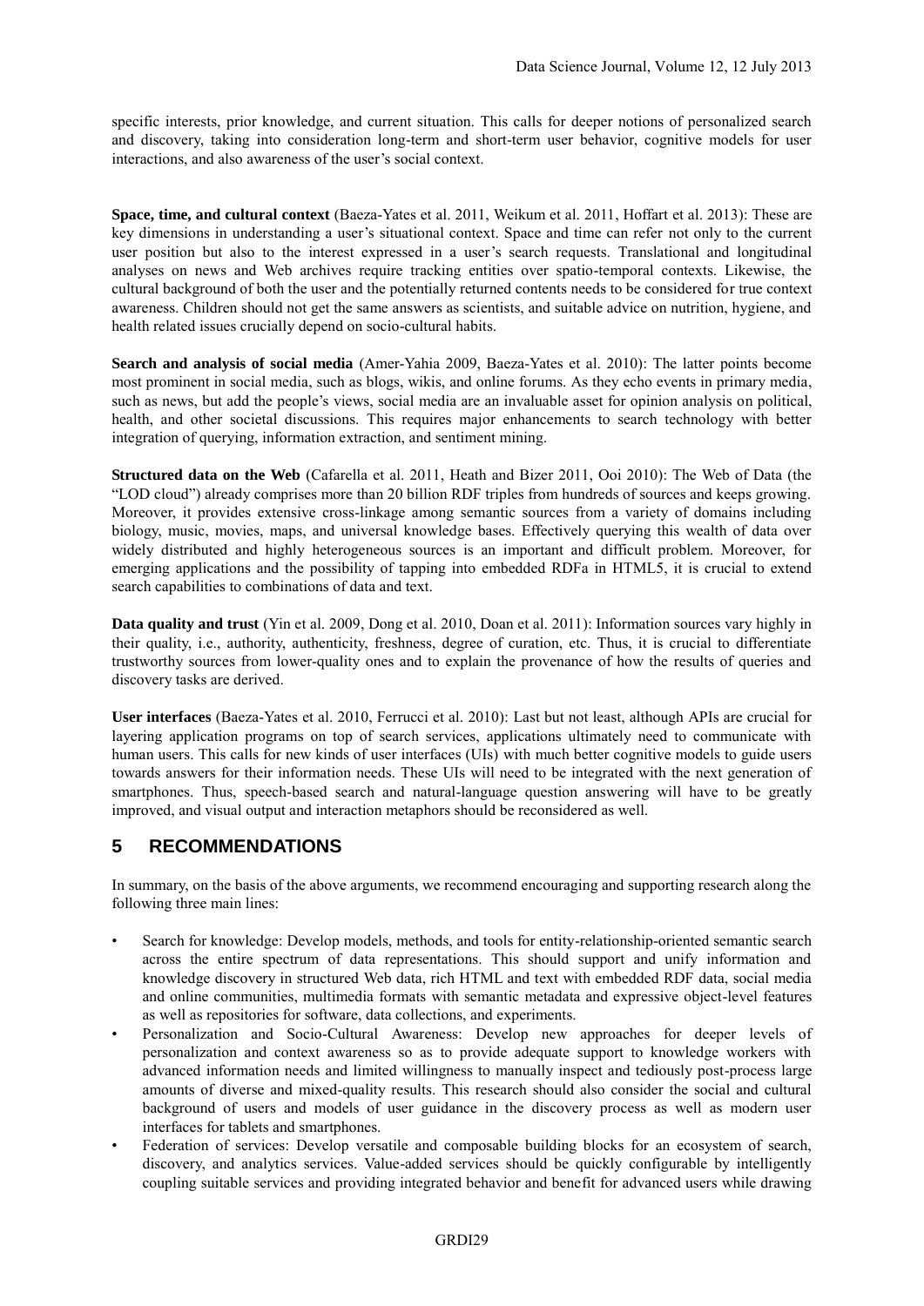specific interests, prior knowledge, and current situation. This calls for deeper notions of personalized search and discovery, taking into consideration long-term and short-term user behavior, cognitive models for user interactions, and also awareness of the user's social context.

**Space, time, and cultural context** (Baeza-Yates et al. 2011, Weikum et al. 2011, Hoffart et al. 2013): These are key dimensions in understanding a user's situational context. Space and time can refer not only to the current user position but also to the interest expressed in a user's search requests. Translational and longitudinal analyses on news and Web archives require tracking entities over spatio-temporal contexts. Likewise, the cultural background of both the user and the potentially returned contents needs to be considered for true context awareness. Children should not get the same answers as scientists, and suitable advice on nutrition, hygiene, and health related issues crucially depend on socio-cultural habits.

**Search and analysis of social media** (Amer-Yahia 2009, Baeza-Yates et al. 2010): The latter points become most prominent in social media, such as blogs, wikis, and online forums. As they echo events in primary media, such as news, but add the people's views, social media are an invaluable asset for opinion analysis on political, health, and other societal discussions. This requires major enhancements to search technology with better integration of querying, information extraction, and sentiment mining.

**Structured data on the Web** (Cafarella et al. 2011, Heath and Bizer 2011, Ooi 2010): The Web of Data (the "LOD cloud") already comprises more than 20 billion RDF triples from hundreds of sources and keeps growing. Moreover, it provides extensive cross-linkage among semantic sources from a variety of domains including biology, music, movies, maps, and universal knowledge bases. Effectively querying this wealth of data over widely distributed and highly heterogeneous sources is an important and difficult problem. Moreover, for emerging applications and the possibility of tapping into embedded RDFa in HTML5, it is crucial to extend search capabilities to combinations of data and text.

**Data quality and trust** (Yin et al. 2009, Dong et al. 2010, Doan et al. 2011): Information sources vary highly in their quality, i.e., authority, authenticity, freshness, degree of curation, etc. Thus, it is crucial to differentiate trustworthy sources from lower-quality ones and to explain the provenance of how the results of queries and discovery tasks are derived.

**User interfaces** (Baeza-Yates et al. 2010, Ferrucci et al. 2010): Last but not least, although APIs are crucial for layering application programs on top of search services, applications ultimately need to communicate with human users. This calls for new kinds of user interfaces (UIs) with much better cognitive models to guide users towards answers for their information needs. These UIs will need to be integrated with the next generation of smartphones. Thus, speech-based search and natural-language question answering will have to be greatly improved, and visual output and interaction metaphors should be reconsidered as well.

## 5 RECOMMENDATIONS

In summary, on the basis of the above arguments, we recommend encouraging and supporting research along the following three main lines:

- Search for knowledge: Develop models, methods, and tools for entity-relationship-oriented semantic search across the entire spectrum of data representations. This should support and unify information and knowledge discovery in structured Web data, rich HTML and text with embedded RDF data, social media and online communities, multimedia formats with semantic metadata and expressive object-level features as well as repositories for software, data collections, and experiments.
- Personalization and Socio-Cultural Awareness: Develop new approaches for deeper levels of personalization and context awareness so as to provide adequate support to knowledge workers with advanced information needs and limited willingness to manually inspect and tediously post-process large amounts of diverse and mixed-quality results. This research should also consider the social and cultural background of users and models of user guidance in the discovery process as well as modern user interfaces for tablets and smartphones.
- Federation of services: Develop versatile and composable building blocks for an ecosystem of search, discovery, and analytics services. Value-added services should be quickly configurable by intelligently coupling suitable services and providing integrated behavior and benefit for advanced users while drawing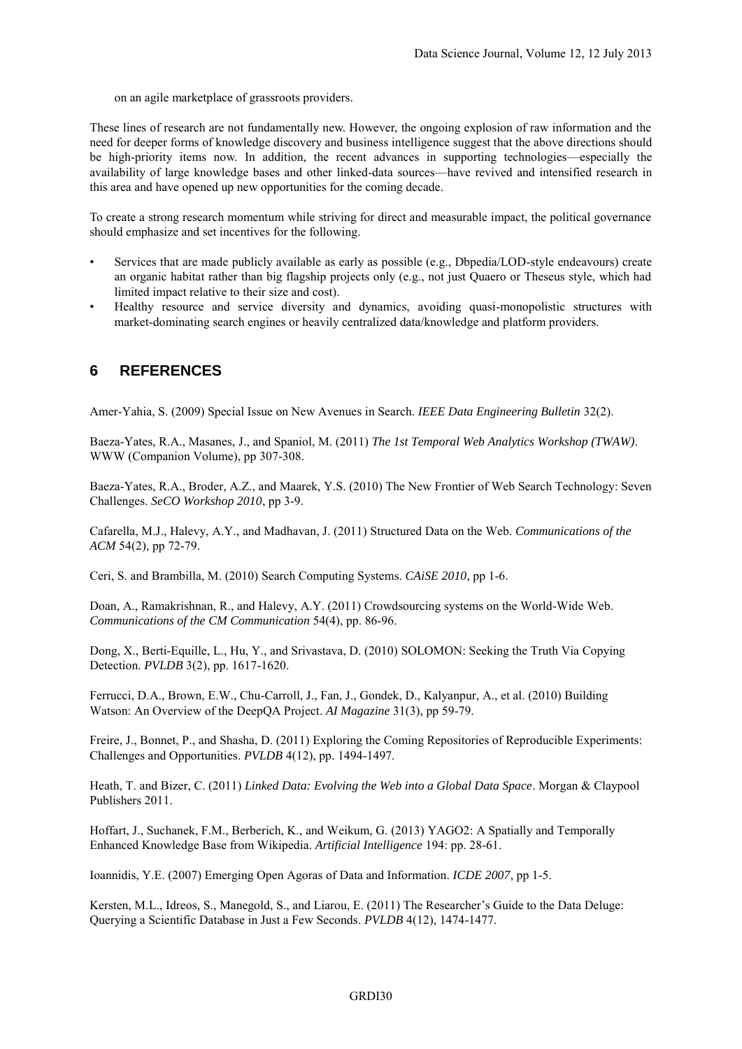on an agile marketplace of grassroots providers.

These lines of research are not fundamentally new. However, the ongoing explosion of raw information and the need for deeper forms of knowledge discovery and business intelligence suggest that the above directions should be high-priority items now. In addition, the recent advances in supporting technologies—especially the availability of large knowledge bases and other linked-data sources—have revived and intensified research in this area and have opened up new opportunities for the coming decade.

To create a strong research momentum while striving for direct and measurable impact, the political governance should emphasize and set incentives for the following.

- Services that are made publicly available as early as possible (e.g., Dbpedia/LOD-style endeavours) create an organic habitat rather than big flagship projects only (e.g., not just Quaero or Theseus style, which had limited impact relative to their size and cost).
- Healthy resource and service diversity and dynamics, avoiding quasi-monopolistic structures with market-dominating search engines or heavily centralized data/knowledge and platform providers.

## 6 REFERENCES

Amer-Yahia, S. (2009) Special Issue on New Avenues in Search. *IEEE Data Engineering Bulletin* 32(2).

Baeza-Yates, R.A., Masanes, J., and Spaniol, M. (2011) *The 1st Temporal Web Analytics Workshop (TWAW)*. WWW (Companion Volume), pp 307-308.

Baeza-Yates, R.A., Broder, A.Z., and Maarek, Y.S. (2010) The New Frontier of Web Search Technology: Seven Challenges. *SeCO Workshop 2010*, pp 3-9.

Cafarella, M.J., Halevy, A.Y., and Madhavan, J. (2011) Structured Data on the Web. *Communications of the ACM* 54(2), pp 72-79.

Ceri, S. and Brambilla, M. (2010) Search Computing Systems. *CAiSE 2010*, pp 1-6.

Doan, A., Ramakrishnan, R., and Halevy, A.Y. (2011) Crowdsourcing systems on the World-Wide Web. *Communications of the CM Communication* 54(4), pp. 86-96.

Dong, X., Berti-Equille, L., Hu, Y., and Srivastava, D. (2010) SOLOMON: Seeking the Truth Via Copying Detection. *PVLDB* 3(2), pp. 1617-1620.

Ferrucci, D.A., Brown, E.W., Chu-Carroll, J., Fan, J., Gondek, D., Kalyanpur, A., et al. (2010) Building Watson: An Overview of the DeepQA Project. *AI Magazine* 31(3), pp 59-79.

Freire, J., Bonnet, P., and Shasha, D. (2011) Exploring the Coming Repositories of Reproducible Experiments: Challenges and Opportunities. *PVLDB* 4(12), pp. 1494-1497.

Heath, T. and Bizer, C. (2011) *Linked Data: Evolving the Web into a Global Data Space*. Morgan & Claypool Publishers 2011.

Hoffart, J., Suchanek, F.M., Berberich, K., and Weikum, G. (2013) YAGO2: A Spatially and Temporally Enhanced Knowledge Base from Wikipedia. *Artificial Intelligence* 194: pp. 28-61.

Ioannidis, Y.E. (2007) Emerging Open Agoras of Data and Information. *ICDE 2007*, pp 1-5.

Kersten, M.L., Idreos, S., Manegold, S., and Liarou, E. (2011) The Researcher's Guide to the Data Deluge: Querying a Scientific Database in Just a Few Seconds. *PVLDB* 4(12), 1474-1477.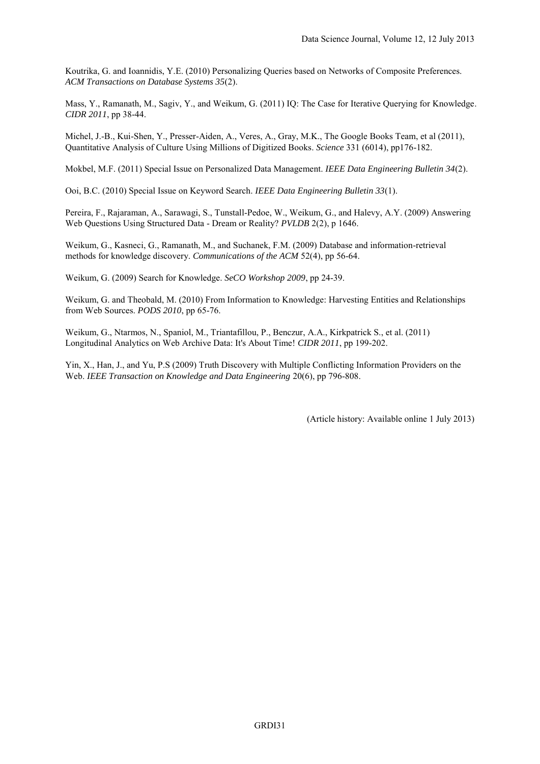Koutrika, G. and Ioannidis, Y.E. (2010) Personalizing Queries based on Networks of Composite Preferences. *ACM Transactions on Database Systems 35*(2).

Mass, Y., Ramanath, M., Sagiv, Y., and Weikum, G. (2011) IQ: The Case for Iterative Querying for Knowledge. *CIDR 2011*, pp 38-44.

Michel, J.-B., Kui-Shen, Y., Presser-Aiden, A., Veres, A., Gray, M.K., The Google Books Team, et al (2011), Quantitative Analysis of Culture Using Millions of Digitized Books. *Science* 331 (6014), pp176-182.

Mokbel, M.F. (2011) Special Issue on Personalized Data Management. *IEEE Data Engineering Bulletin 34*(2).

Ooi, B.C. (2010) Special Issue on Keyword Search. *IEEE Data Engineering Bulletin 33*(1).

Pereira, F., Rajaraman, A., Sarawagi, S., Tunstall-Pedoe, W., Weikum, G., and Halevy, A.Y. (2009) Answering Web Questions Using Structured Data - Dream or Reality? *PVLDB* 2(2), p 1646.

Weikum, G., Kasneci, G., Ramanath, M., and Suchanek, F.M. (2009) Database and information-retrieval methods for knowledge discovery. *Communications of the ACM* 52(4), pp 56-64.

Weikum, G. (2009) Search for Knowledge. *SeCO Workshop 2009*, pp 24-39.

Weikum, G. and Theobald, M. (2010) From Information to Knowledge: Harvesting Entities and Relationships from Web Sources. *PODS 2010*, pp 65-76.

Weikum, G., Ntarmos, N., Spaniol, M., Triantafillou, P., Benczur, A.A., Kirkpatrick S., et al. (2011) Longitudinal Analytics on Web Archive Data: It's About Time! *CIDR 2011*, pp 199-202.

Yin, X., Han, J., and Yu, P.S (2009) Truth Discovery with Multiple Conflicting Information Providers on the Web. *IEEE Transaction on Knowledge and Data Engineering* 20(6), pp 796-808.

(Article history: Available online 1 July 2013)